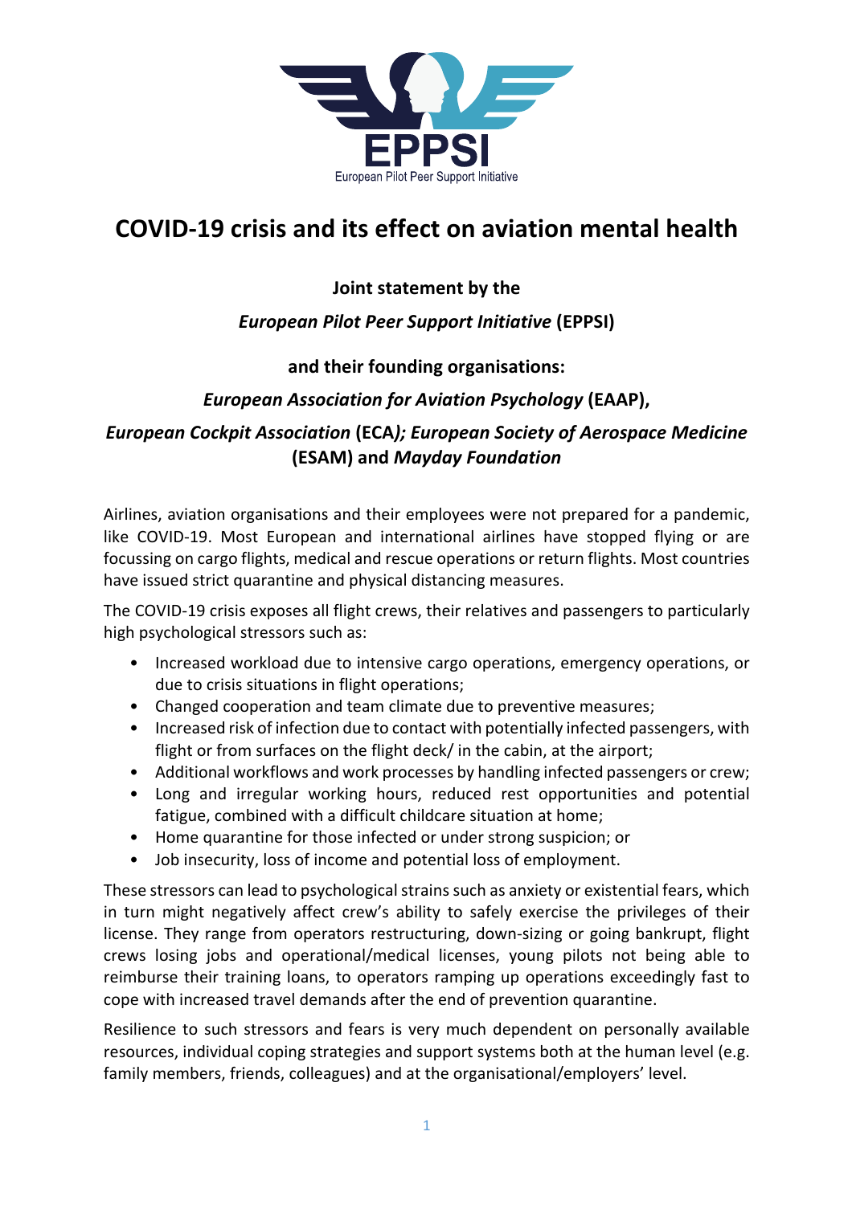# COVID-19 crisis and its effect on aviation mental health

**Joint statement by the**

***European Pilot Peer Support Initiative* (EPPSI)**

**and their founding organisations:**

***European Association for Aviation Psychology* (EAAP),**

***European Cockpit Association* (ECA)*; European Society of Aerospace Medicine* (ESAM) and *Mayday Foundation***

Airlines, aviation organisations and their employees were not prepared for a pandemic, like COVID-19. Most European and international airlines have stopped flying or are focussing on cargo flights, medical and rescue operations or return flights. Most countries have issued strict quarantine and physical distancing measures.

The COVID-19 crisis exposes all flight crews, their relatives and passengers to particularly high psychological stressors such as:

- Increased workload due to intensive cargo operations, emergency operations, or due to crisis situations in flight operations;
- Changed cooperation and team climate due to preventive measures;
- Increased risk of infection due to contact with potentially infected passengers, with flight or from surfaces on the flight deck/ in the cabin, at the airport;
- Additional workflows and work processes by handling infected passengers or crew;
- Long and irregular working hours, reduced rest opportunities and potential fatigue, combined with a difficult childcare situation at home;
- Home quarantine for those infected or under strong suspicion; or
- Job insecurity, loss of income and potential loss of employment.

These stressors can lead to psychological strains such as anxiety or existential fears, which in turn might negatively affect crew's ability to safely exercise the privileges of their license. They range from operators restructuring, down-sizing or going bankrupt, flight crews losing jobs and operational/medical licenses, young pilots not being able to reimburse their training loans, to operators ramping up operations exceedingly fast to cope with increased travel demands after the end of prevention quarantine.

Resilience to such stressors and fears is very much dependent on personally available resources, individual coping strategies and support systems both at the human level (e.g. family members, friends, colleagues) and at the organisational/employers' level.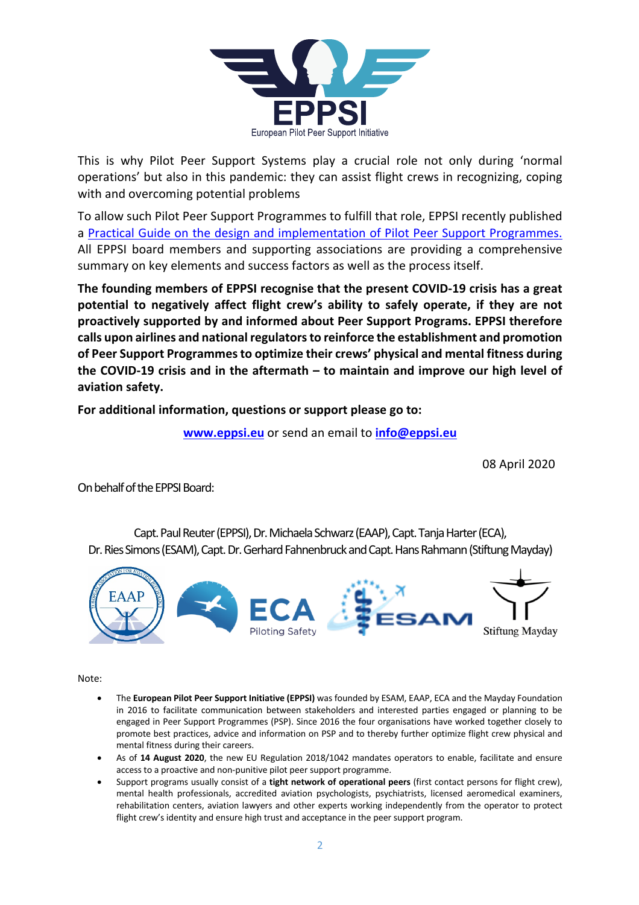This is why Pilot Peer Support Systems play a crucial role not only during 'normal operations' but also in this pandemic: they can assist flight crews in recognizing, coping with and overcoming potential problems

To allow such Pilot Peer Support Programmes to fulfill that role, EPPSI recently published a Practical Guide on the design and implementation of Pilot Peer Support Programmes. All EPPSI board members and supporting associations are providing a comprehensive summary on key elements and success factors as well as the process itself.

**The founding members of EPPSI recognise that the present COVID-19 crisis has a great potential to negatively affect flight crew's ability to safely operate, if they are not proactively supported by and informed about Peer Support Programs. EPPSI therefore calls upon airlines and national regulators to reinforce the establishment and promotion of Peer Support Programmes to optimize their crews' physical and mental fitness during the COVID-19 crisis and in the aftermath – to maintain and improve our high level of aviation safety.**

**For additional information, questions or support please go to:**

**www.eppsi.eu** or send an email to **info@eppsi.eu**

08 April 2020

On behalf of the EPPSI Board:

Capt. Paul Reuter (EPPSI), Dr. Michaela Schwarz (EAAP), Capt. Tanja Harter (ECA),
Dr. Ries Simons (ESAM), Capt. Dr. Gerhard Fahnenbruck and Capt. Hans Rahmann (Stiftung Mayday)

Note:

- The **European Pilot Peer Support Initiative (EPPSI)** was founded by ESAM, EAAP, ECA and the Mayday Foundation in 2016 to facilitate communication between stakeholders and interested parties engaged or planning to be engaged in Peer Support Programmes (PSP). Since 2016 the four organisations have worked together closely to promote best practices, advice and information on PSP and to thereby further optimize flight crew physical and mental fitness during their careers.
- As of **14 August 2020**, the new EU Regulation 2018/1042 mandates operators to enable, facilitate and ensure access to a proactive and non-punitive pilot peer support programme.
- Support programs usually consist of a **tight network of operational peers** (first contact persons for flight crew), mental health professionals, accredited aviation psychologists, psychiatrists, licensed aeromedical examiners, rehabilitation centers, aviation lawyers and other experts working independently from the operator to protect flight crew's identity and ensure high trust and acceptance in the peer support program.